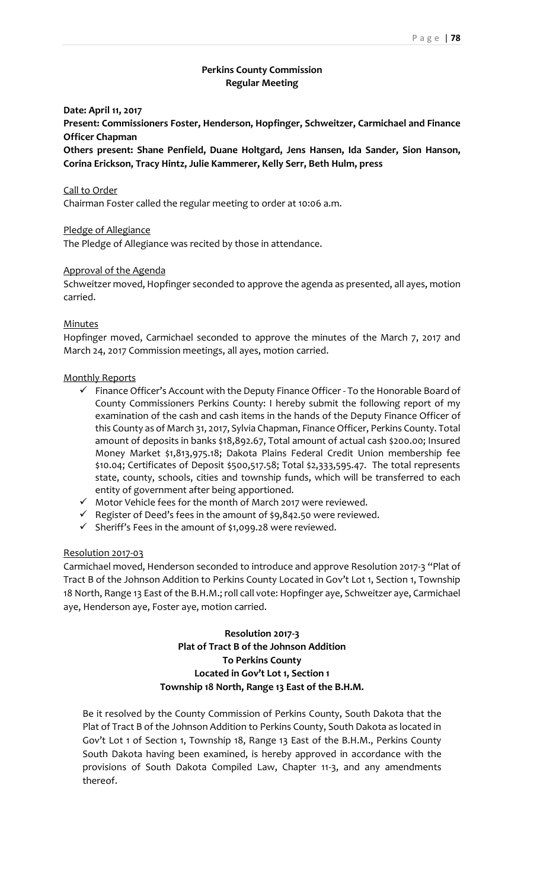## Perkins County Commission
## Regular Meeting

**Date: April 11, 2017**

**Present: Commissioners Foster, Henderson, Hopfinger, Schweitzer, Carmichael and Finance Officer Chapman**

**Others present: Shane Penfield, Duane Holtgard, Jens Hansen, Ida Sander, Sion Hanson, Corina Erickson, Tracy Hintz, Julie Kammerer, Kelly Serr, Beth Hulm, press**

Call to Order

Chairman Foster called the regular meeting to order at 10:06 a.m.

Pledge of Allegiance

The Pledge of Allegiance was recited by those in attendance.

Approval of the Agenda

Schweitzer moved, Hopfinger seconded to approve the agenda as presented, all ayes, motion carried.

Minutes

Hopfinger moved, Carmichael seconded to approve the minutes of the March 7, 2017 and March 24, 2017 Commission meetings, all ayes, motion carried.

Monthly Reports

- ✓ Finance Officer's Account with the Deputy Finance Officer - To the Honorable Board of County Commissioners Perkins County: I hereby submit the following report of my examination of the cash and cash items in the hands of the Deputy Finance Officer of this County as of March 31, 2017, Sylvia Chapman, Finance Officer, Perkins County. Total amount of deposits in banks $18,892.67, Total amount of actual cash $200.00; Insured Money Market $1,813,975.18; Dakota Plains Federal Credit Union membership fee $10.04; Certificates of Deposit $500,517.58; Total $2,333,595.47. The total represents state, county, schools, cities and township funds, which will be transferred to each entity of government after being apportioned.
- ✓ Motor Vehicle fees for the month of March 2017 were reviewed.
- ✓ Register of Deed's fees in the amount of $9,842.50 were reviewed.
- ✓ Sheriff's Fees in the amount of $1,099.28 were reviewed.

Resolution 2017-03

Carmichael moved, Henderson seconded to introduce and approve Resolution 2017-3 "Plat of Tract B of the Johnson Addition to Perkins County Located in Gov't Lot 1, Section 1, Township 18 North, Range 13 East of the B.H.M.; roll call vote: Hopfinger aye, Schweitzer aye, Carmichael aye, Henderson aye, Foster aye, motion carried.

**Resolution 2017-3**
**Plat of Tract B of the Johnson Addition**
**To Perkins County**
**Located in Gov't Lot 1, Section 1**
**Township 18 North, Range 13 East of the B.H.M.**

Be it resolved by the County Commission of Perkins County, South Dakota that the Plat of Tract B of the Johnson Addition to Perkins County, South Dakota as located in Gov't Lot 1 of Section 1, Township 18, Range 13 East of the B.H.M., Perkins County South Dakota having been examined, is hereby approved in accordance with the provisions of South Dakota Compiled Law, Chapter 11-3, and any amendments thereof.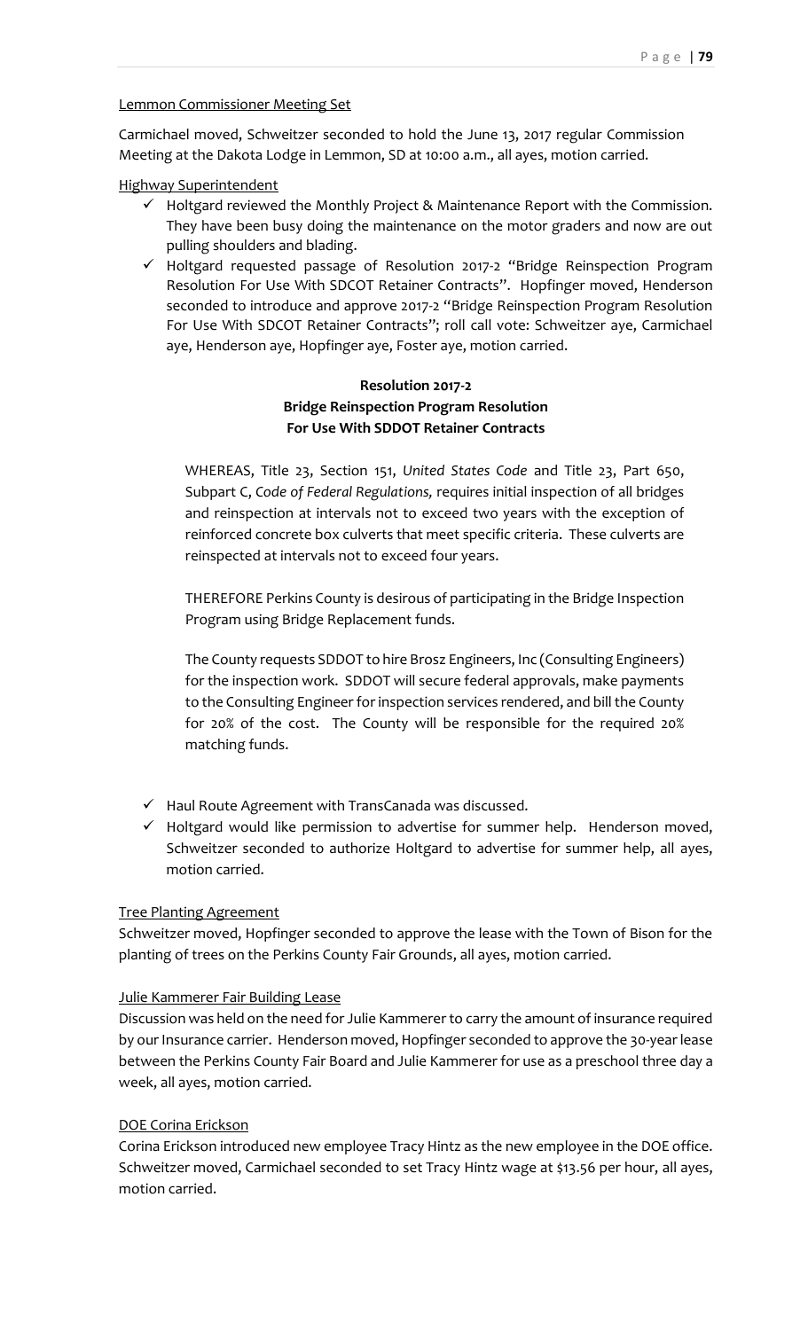Lemmon Commissioner Meeting Set

Carmichael moved, Schweitzer seconded to hold the June 13, 2017 regular Commission Meeting at the Dakota Lodge in Lemmon, SD at 10:00 a.m., all ayes, motion carried.

Highway Superintendent

- ✓ Holtgard reviewed the Monthly Project & Maintenance Report with the Commission. They have been busy doing the maintenance on the motor graders and now are out pulling shoulders and blading.
- ✓ Holtgard requested passage of Resolution 2017-2 "Bridge Reinspection Program Resolution For Use With SDCOT Retainer Contracts". Hopfinger moved, Henderson seconded to introduce and approve 2017-2 "Bridge Reinspection Program Resolution For Use With SDCOT Retainer Contracts"; roll call vote: Schweitzer aye, Carmichael aye, Henderson aye, Hopfinger aye, Foster aye, motion carried.

**Resolution 2017-2**
**Bridge Reinspection Program Resolution**
**For Use With SDDOT Retainer Contracts**

WHEREAS, Title 23, Section 151, *United States Code* and Title 23, Part 650, Subpart C, *Code of Federal Regulations,* requires initial inspection of all bridges and reinspection at intervals not to exceed two years with the exception of reinforced concrete box culverts that meet specific criteria. These culverts are reinspected at intervals not to exceed four years.

THEREFORE Perkins County is desirous of participating in the Bridge Inspection Program using Bridge Replacement funds.

The County requests SDDOT to hire Brosz Engineers, Inc (Consulting Engineers) for the inspection work. SDDOT will secure federal approvals, make payments to the Consulting Engineer for inspection services rendered, and bill the County for 20% of the cost. The County will be responsible for the required 20% matching funds.

- ✓ Haul Route Agreement with TransCanada was discussed.
- ✓ Holtgard would like permission to advertise for summer help. Henderson moved, Schweitzer seconded to authorize Holtgard to advertise for summer help, all ayes, motion carried.

Tree Planting Agreement

Schweitzer moved, Hopfinger seconded to approve the lease with the Town of Bison for the planting of trees on the Perkins County Fair Grounds, all ayes, motion carried.

Julie Kammerer Fair Building Lease

Discussion was held on the need for Julie Kammerer to carry the amount of insurance required by our Insurance carrier. Henderson moved, Hopfinger seconded to approve the 30-year lease between the Perkins County Fair Board and Julie Kammerer for use as a preschool three day a week, all ayes, motion carried.

DOE Corina Erickson

Corina Erickson introduced new employee Tracy Hintz as the new employee in the DOE office. Schweitzer moved, Carmichael seconded to set Tracy Hintz wage at $13.56 per hour, all ayes, motion carried.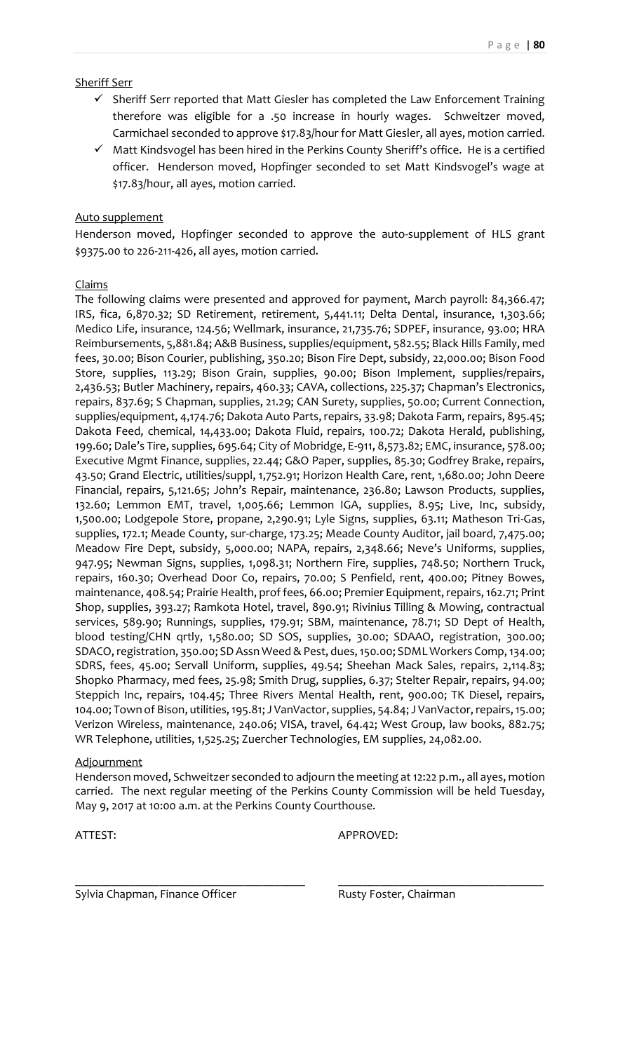Sheriff Serr

- ✓ Sheriff Serr reported that Matt Giesler has completed the Law Enforcement Training therefore was eligible for a .50 increase in hourly wages. Schweitzer moved, Carmichael seconded to approve $17.83/hour for Matt Giesler, all ayes, motion carried.
- ✓ Matt Kindsvogel has been hired in the Perkins County Sheriff's office. He is a certified officer. Henderson moved, Hopfinger seconded to set Matt Kindsvogel's wage at $17.83/hour, all ayes, motion carried.

Auto supplement

Henderson moved, Hopfinger seconded to approve the auto-supplement of HLS grant $9375.00 to 226-211-426, all ayes, motion carried.

Claims

The following claims were presented and approved for payment, March payroll: 84,366.47; IRS, fica, 6,870.32; SD Retirement, retirement, 5,441.11; Delta Dental, insurance, 1,303.66; Medico Life, insurance, 124.56; Wellmark, insurance, 21,735.76; SDPEF, insurance, 93.00; HRA Reimbursements, 5,881.84; A&B Business, supplies/equipment, 582.55; Black Hills Family, med fees, 30.00; Bison Courier, publishing, 350.20; Bison Fire Dept, subsidy, 22,000.00; Bison Food Store, supplies, 113.29; Bison Grain, supplies, 90.00; Bison Implement, supplies/repairs, 2,436.53; Butler Machinery, repairs, 460.33; CAVA, collections, 225.37; Chapman's Electronics, repairs, 837.69; S Chapman, supplies, 21.29; CAN Surety, supplies, 50.00; Current Connection, supplies/equipment, 4,174.76; Dakota Auto Parts, repairs, 33.98; Dakota Farm, repairs, 895.45; Dakota Feed, chemical, 14,433.00; Dakota Fluid, repairs, 100.72; Dakota Herald, publishing, 199.60; Dale's Tire, supplies, 695.64; City of Mobridge, E-911, 8,573.82; EMC, insurance, 578.00; Executive Mgmt Finance, supplies, 22.44; G&O Paper, supplies, 85.30; Godfrey Brake, repairs, 43.50; Grand Electric, utilities/suppl, 1,752.91; Horizon Health Care, rent, 1,680.00; John Deere Financial, repairs, 5,121.65; John's Repair, maintenance, 236.80; Lawson Products, supplies, 132.60; Lemmon EMT, travel, 1,005.66; Lemmon IGA, supplies, 8.95; Live, Inc, subsidy, 1,500.00; Lodgepole Store, propane, 2,290.91; Lyle Signs, supplies, 63.11; Matheson Tri-Gas, supplies, 172.1; Meade County, sur-charge, 173.25; Meade County Auditor, jail board, 7,475.00; Meadow Fire Dept, subsidy, 5,000.00; NAPA, repairs, 2,348.66; Neve's Uniforms, supplies, 947.95; Newman Signs, supplies, 1,098.31; Northern Fire, supplies, 748.50; Northern Truck, repairs, 160.30; Overhead Door Co, repairs, 70.00; S Penfield, rent, 400.00; Pitney Bowes, maintenance, 408.54; Prairie Health, prof fees, 66.00; Premier Equipment, repairs, 162.71; Print Shop, supplies, 393.27; Ramkota Hotel, travel, 890.91; Rivinius Tilling & Mowing, contractual services, 589.90; Runnings, supplies, 179.91; SBM, maintenance, 78.71; SD Dept of Health, blood testing/CHN qrtly, 1,580.00; SD SOS, supplies, 30.00; SDAAO, registration, 300.00; SDACO, registration, 350.00; SD Assn Weed & Pest, dues, 150.00; SDML Workers Comp, 134.00; SDRS, fees, 45.00; Servall Uniform, supplies, 49.54; Sheehan Mack Sales, repairs, 2,114.83; Shopko Pharmacy, med fees, 25.98; Smith Drug, supplies, 6.37; Stelter Repair, repairs, 94.00; Steppich Inc, repairs, 104.45; Three Rivers Mental Health, rent, 900.00; TK Diesel, repairs, 104.00; Town of Bison, utilities, 195.81; J VanVactor, supplies, 54.84; J VanVactor, repairs, 15.00; Verizon Wireless, maintenance, 240.06; VISA, travel, 64.42; West Group, law books, 882.75; WR Telephone, utilities, 1,525.25; Zuercher Technologies, EM supplies, 24,082.00.

Adjournment

Henderson moved, Schweitzer seconded to adjourn the meeting at 12:22 p.m., all ayes, motion carried. The next regular meeting of the Perkins County Commission will be held Tuesday, May 9, 2017 at 10:00 a.m. at the Perkins County Courthouse.

ATTEST: APPROVED:

\_\_\_\_\_\_\_\_\_\_\_\_\_\_\_\_\_\_\_\_\_\_\_\_\_\_\_\_\_\_\_\_ \_\_\_\_\_\_\_\_\_\_\_\_\_\_\_\_\_\_\_\_\_\_\_\_\_\_\_\_\_\_\_\_

Sylvia Chapman, Finance Officer Rusty Foster, Chairman